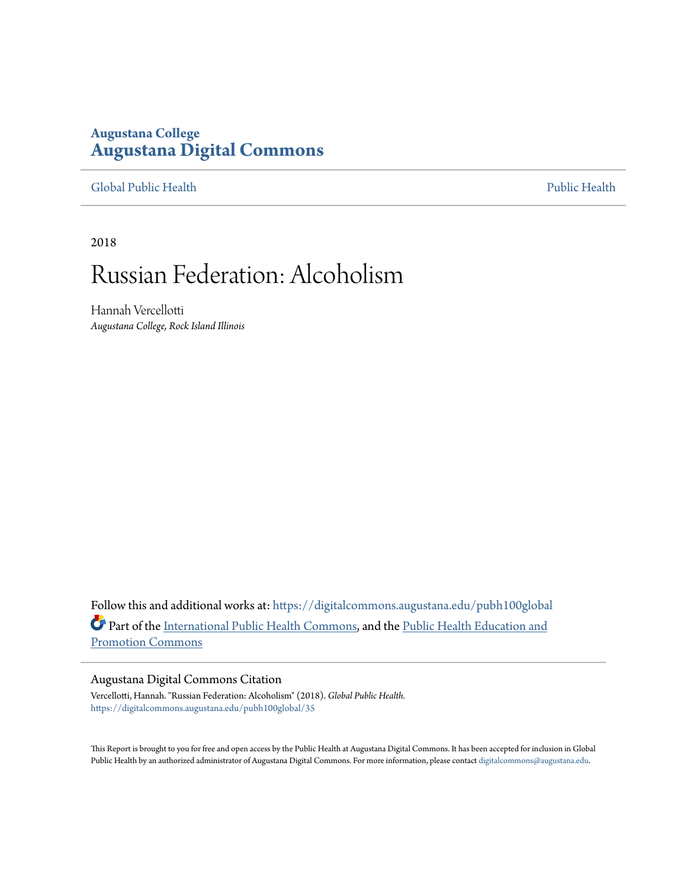**Augustana College**
# Augustana Digital Commons

Global Public Health | Public Health

2018

# Russian Federation: Alcoholism

Hannah Vercellotti
*Augustana College, Rock Island Illinois*

Follow this and additional works at: https://digitalcommons.augustana.edu/pubh100global

Part of the International Public Health Commons, and the Public Health Education and Promotion Commons

## Augustana Digital Commons Citation

Vercellotti, Hannah. "Russian Federation: Alcoholism" (2018). *Global Public Health*.
https://digitalcommons.augustana.edu/pubh100global/35

This Report is brought to you for free and open access by the Public Health at Augustana Digital Commons. It has been accepted for inclusion in Global Public Health by an authorized administrator of Augustana Digital Commons. For more information, please contact digitalcommons@augustana.edu.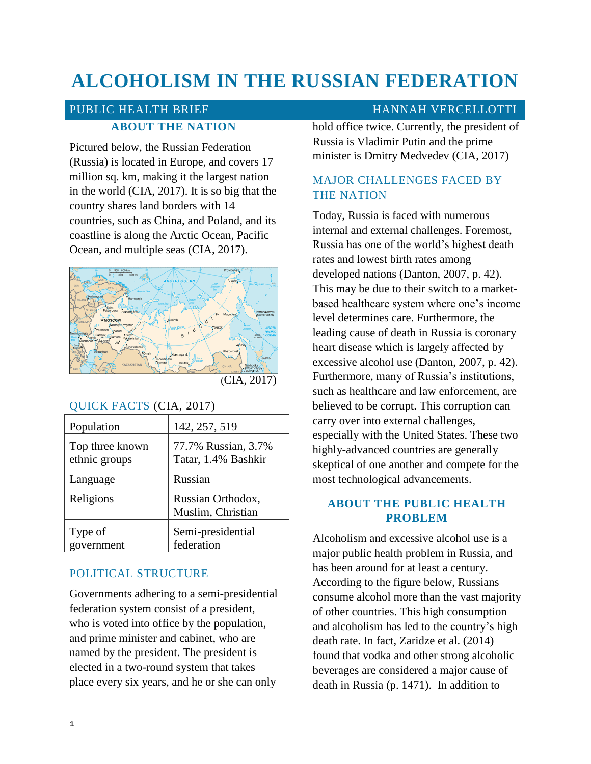# ALCOHOLISM IN THE RUSSIAN FEDERATION

PUBLIC HEALTH BRIEF — HANNAH VERCELLOTTI

## ABOUT THE NATION

Pictured below, the Russian Federation (Russia) is located in Europe, and covers 17 million sq. km, making it the largest nation in the world (CIA, 2017). It is so big that the country shares land borders with 14 countries, such as China, and Poland, and its coastline is along the Arctic Ocean, Pacific Ocean, and multiple seas (CIA, 2017).

(CIA, 2017)

### QUICK FACTS (CIA, 2017)

| | |
|---|---|
| Population | 142, 257, 519 |
| Top three known ethnic groups | 77.7% Russian, 3.7% Tatar, 1.4% Bashkir |
| Language | Russian |
| Religions | Russian Orthodox, Muslim, Christian |
| Type of government | Semi-presidential federation |

### POLITICAL STRUCTURE

Governments adhering to a semi-presidential federation system consist of a president, who is voted into office by the population, and prime minister and cabinet, who are named by the president. The president is elected in a two-round system that takes place every six years, and he or she can only hold office twice. Currently, the president of Russia is Vladimir Putin and the prime minister is Dmitry Medvedev (CIA, 2017)

### MAJOR CHALLENGES FACED BY THE NATION

Today, Russia is faced with numerous internal and external challenges. Foremost, Russia has one of the world's highest death rates and lowest birth rates among developed nations (Danton, 2007, p. 42). This may be due to their switch to a market-based healthcare system where one's income level determines care. Furthermore, the leading cause of death in Russia is coronary heart disease which is largely affected by excessive alcohol use (Danton, 2007, p. 42). Furthermore, many of Russia's institutions, such as healthcare and law enforcement, are believed to be corrupt. This corruption can carry over into external challenges, especially with the United States. These two highly-advanced countries are generally skeptical of one another and compete for the most technological advancements.

## ABOUT THE PUBLIC HEALTH PROBLEM

Alcoholism and excessive alcohol use is a major public health problem in Russia, and has been around for at least a century. According to the figure below, Russians consume alcohol more than the vast majority of other countries. This high consumption and alcoholism has led to the country's high death rate. In fact, Zaridze et al. (2014) found that vodka and other strong alcoholic beverages are considered a major cause of death in Russia (p. 1471). In addition to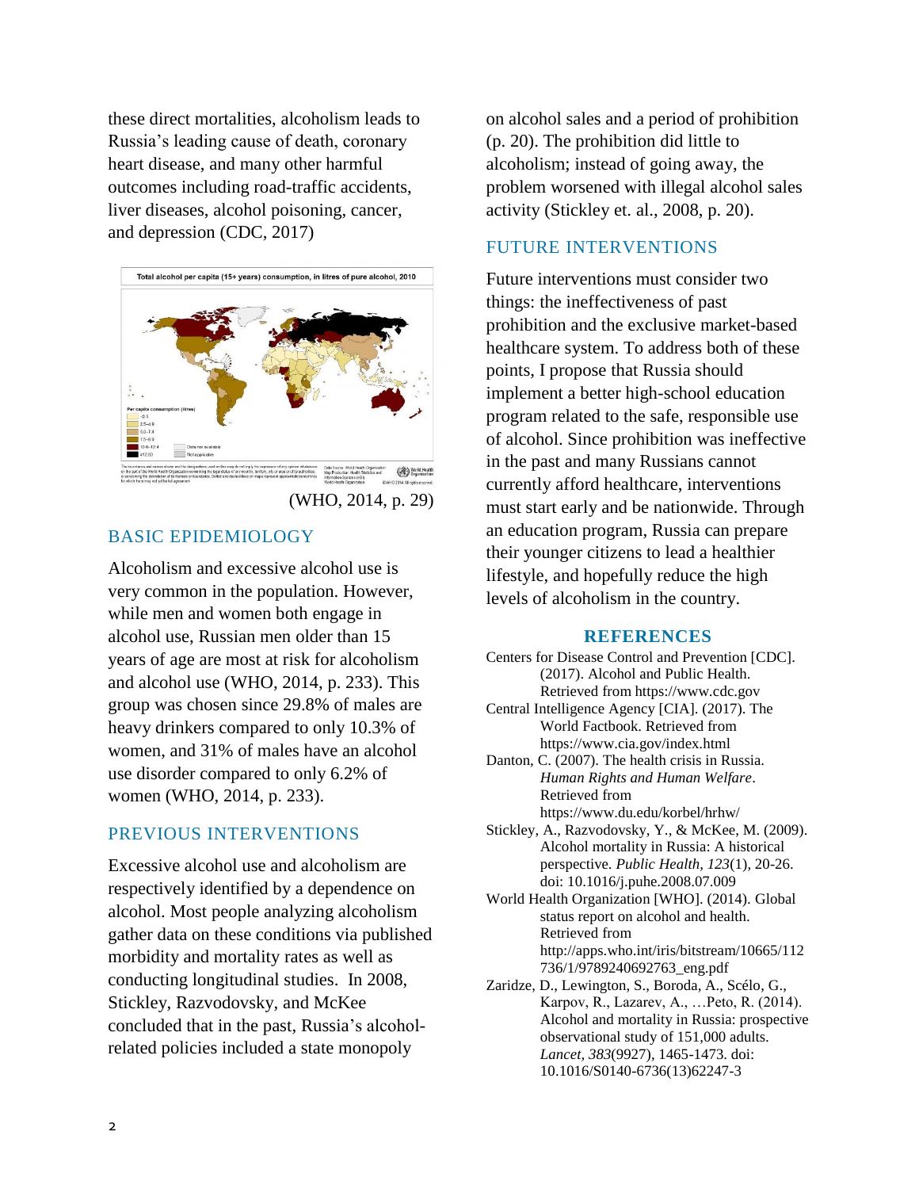these direct mortalities, alcoholism leads to Russia's leading cause of death, coronary heart disease, and many other harmful outcomes including road-traffic accidents, liver diseases, alcohol poisoning, cancer, and depression (CDC, 2017)

Total alcohol per capita (15+ years) consumption, in litres of pure alcohol, 2010

Per capita consumption (litres)

<2.5

2.5–4.9

5.0–7.4

7.5–9.9

10.0–12.4

≥12.5

Data not available

Not applicable

(WHO, 2014, p. 29)

## BASIC EPIDEMIOLOGY

Alcoholism and excessive alcohol use is very common in the population. However, while men and women both engage in alcohol use, Russian men older than 15 years of age are most at risk for alcoholism and alcohol use (WHO, 2014, p. 233). This group was chosen since 29.8% of males are heavy drinkers compared to only 10.3% of women, and 31% of males have an alcohol use disorder compared to only 6.2% of women (WHO, 2014, p. 233).

## PREVIOUS INTERVENTIONS

Excessive alcohol use and alcoholism are respectively identified by a dependence on alcohol. Most people analyzing alcoholism gather data on these conditions via published morbidity and mortality rates as well as conducting longitudinal studies. In 2008, Stickley, Razvodovsky, and McKee concluded that in the past, Russia's alcohol-related policies included a state monopoly on alcohol sales and a period of prohibition (p. 20). The prohibition did little to alcoholism; instead of going away, the problem worsened with illegal alcohol sales activity (Stickley et. al., 2008, p. 20).

## FUTURE INTERVENTIONS

Future interventions must consider two things: the ineffectiveness of past prohibition and the exclusive market-based healthcare system. To address both of these points, I propose that Russia should implement a better high-school education program related to the safe, responsible use of alcohol. Since prohibition was ineffective in the past and many Russians cannot currently afford healthcare, interventions must start early and be nationwide. Through an education program, Russia can prepare their younger citizens to lead a healthier lifestyle, and hopefully reduce the high levels of alcoholism in the country.

## REFERENCES

Centers for Disease Control and Prevention [CDC]. (2017). Alcohol and Public Health. Retrieved from https://www.cdc.gov

Central Intelligence Agency [CIA]. (2017). The World Factbook. Retrieved from https://www.cia.gov/index.html

Danton, C. (2007). The health crisis in Russia. *Human Rights and Human Welfare*. Retrieved from https://www.du.edu/korbel/hrhw/

Stickley, A., Razvodovsky, Y., & McKee, M. (2009). Alcohol mortality in Russia: A historical perspective. *Public Health, 123*(1), 20-26. doi: 10.1016/j.puhe.2008.07.009

World Health Organization [WHO]. (2014). Global status report on alcohol and health. Retrieved from http://apps.who.int/iris/bitstream/10665/112736/1/9789240692763_eng.pdf

Zaridze, D., Lewington, S., Boroda, A., Scélo, G., Karpov, R., Lazarev, A., …Peto, R. (2014). Alcohol and mortality in Russia: prospective observational study of 151,000 adults. *Lancet, 383*(9927), 1465-1473. doi: 10.1016/S0140-6736(13)62247-3